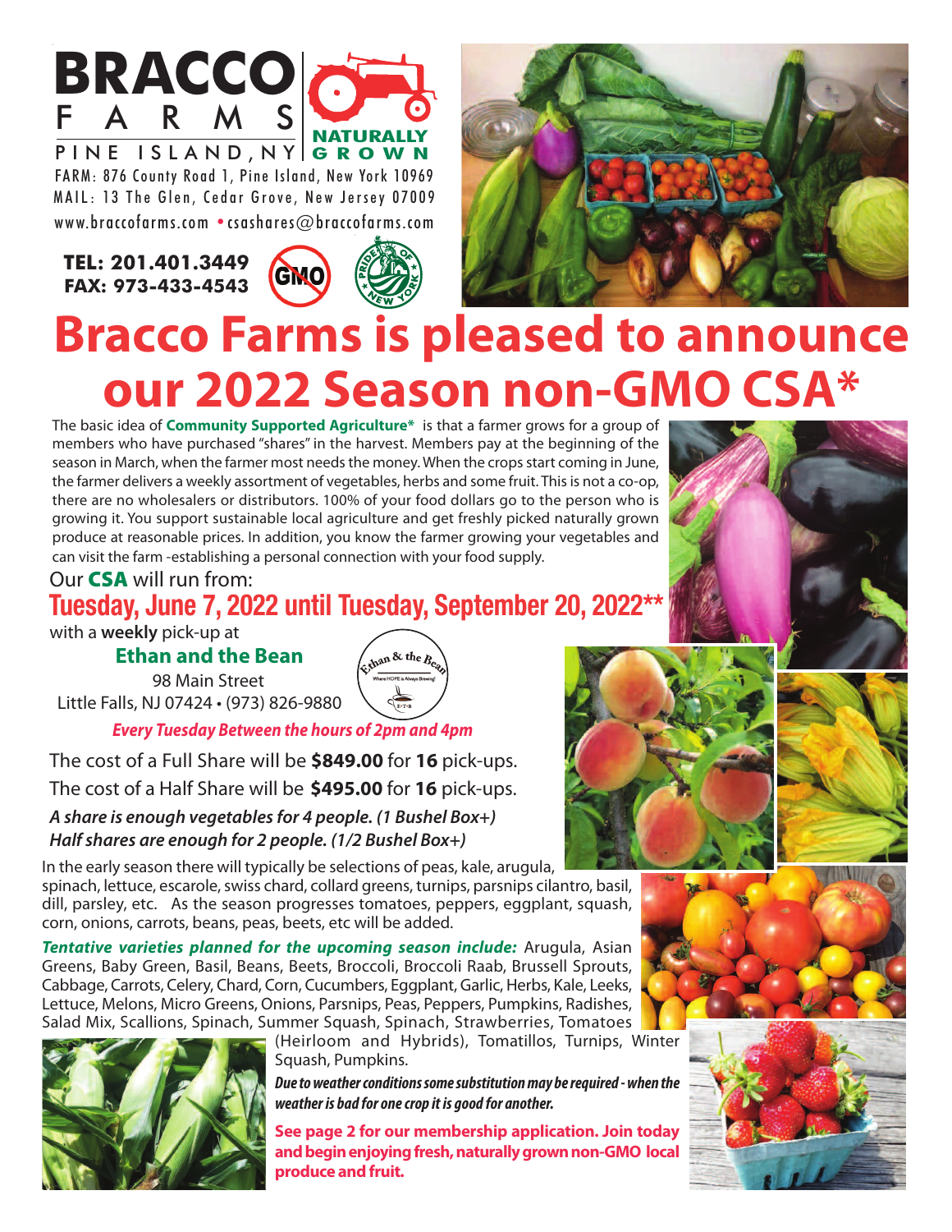# BRACCO FARMS

PINE ISLAND, NY

NATURALLY GROWN

FARM: 876 County Road 1, Pine Island, New York 10969

MAIL: 13 The Glen, Cedar Grove, New Jersey 07009

www.braccofarms.com • csashares@braccofarms.com

**TEL: 201.401.3449**

**FAX: 973-433-4543**

# Bracco Farms is pleased to announce our 2022 Season non-GMO CSA*

The basic idea of **Community Supported Agriculture*** is that a farmer grows for a group of members who have purchased "shares" in the harvest. Members pay at the beginning of the season in March, when the farmer most needs the money. When the crops start coming in June, the farmer delivers a weekly assortment of vegetables, herbs and some fruit. This is not a co-op, there are no wholesalers or distributors. 100% of your food dollars go to the person who is growing it. You support sustainable local agriculture and get freshly picked naturally grown produce at reasonable prices. In addition, you know the farmer growing your vegetables and can visit the farm -establishing a personal connection with your food supply.

Our **CSA** will run from:

## Tuesday, June 7, 2022 until Tuesday, September 20, 2022**

with a **weekly** pick-up at

**Ethan and the Bean**

98 Main Street

Little Falls, NJ 07424 • (973) 826-9880

***Every Tuesday Between the hours of 2pm and 4pm***

The cost of a Full Share will be **$849.00** for **16** pick-ups.

The cost of a Half Share will be **$495.00** for **16** pick-ups.

***A share is enough vegetables for 4 people. (1 Bushel Box+)***

***Half shares are enough for 2 people. (1/2 Bushel Box+)***

In the early season there will typically be selections of peas, kale, arugula, spinach, lettuce, escarole, swiss chard, collard greens, turnips, parsnips cilantro, basil, dill, parsley, etc. As the season progresses tomatoes, peppers, eggplant, squash, corn, onions, carrots, beans, peas, beets, etc will be added.

***Tentative varieties planned for the upcoming season include:*** Arugula, Asian Greens, Baby Green, Basil, Beans, Beets, Broccoli, Broccoli Raab, Brussell Sprouts, Cabbage, Carrots, Celery, Chard, Corn, Cucumbers, Eggplant, Garlic, Herbs, Kale, Leeks, Lettuce, Melons, Micro Greens, Onions, Parsnips, Peas, Peppers, Pumpkins, Radishes, Salad Mix, Scallions, Spinach, Summer Squash, Spinach, Strawberries, Tomatoes (Heirloom and Hybrids), Tomatillos, Turnips, Winter Squash, Pumpkins.

***Due to weather conditions some substitution may be required - when the weather is bad for one crop it is good for another.***

**See page 2 for our membership application. Join today and begin enjoying fresh, naturally grown non-GMO local produce and fruit.**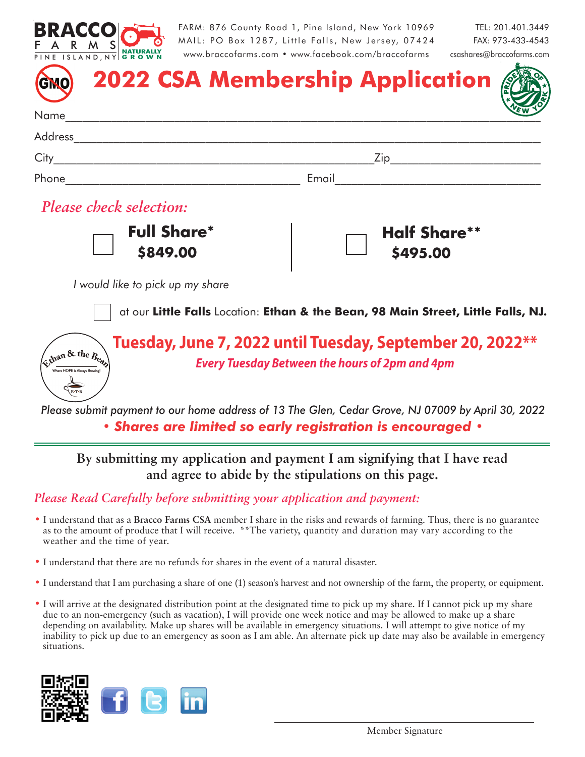**BRACCO FARMS** PINE ISLAND, NY — NATURALLY GROWN

FARM: 876 County Road 1, Pine Island, New York 10969
MAIL: PO Box 1287, Little Falls, New Jersey, 07424
www.braccofarms.com • www.facebook.com/braccofarms

TEL: 201.401.3449
FAX: 973-433-4543
csashares@braccofarms.com

# 2022 CSA Membership Application

Name\_\_\_\_\_\_\_\_\_\_\_\_\_\_\_\_\_\_\_\_\_\_\_\_\_\_\_\_\_\_\_\_\_\_\_\_\_\_\_\_\_\_\_\_\_\_\_\_

Address\_\_\_\_\_\_\_\_\_\_\_\_\_\_\_\_\_\_\_\_\_\_\_\_\_\_\_\_\_\_\_\_\_\_\_\_\_\_\_\_\_\_\_\_\_\_

City\_\_\_\_\_\_\_\_\_\_\_\_\_\_\_\_\_\_\_\_\_\_\_\_\_\_\_\_\_\_ Zip\_\_\_\_\_\_\_\_\_\_\_\_\_\_

Phone\_\_\_\_\_\_\_\_\_\_\_\_\_\_\_\_\_\_\_\_\_\_ Email\_\_\_\_\_\_\_\_\_\_\_\_\_\_\_\_\_\_\_\_\_\_

*Please check selection:*

☐ **Full Share* $849.00**

☐ **Half Share** $495.00**

*I would like to pick up my share*

☐ at our **Little Falls** Location: **Ethan & the Bean, 98 Main Street, Little Falls, NJ.**

Ethan & the Bean — Where HOPE is Always Brewing! — E·T·B

## Tuesday, June 7, 2022 until Tuesday, September 20, 2022**

***Every Tuesday Between the hours of 2pm and 4pm***

*Please submit payment to our home address of 13 The Glen, Cedar Grove, NJ 07009 by April 30, 2022*

***• Shares are limited so early registration is encouraged •***

---

**By submitting my application and payment I am signifying that I have read and agree to abide by the stipulations on this page.**

*Please Read Carefully before submitting your application and payment:*

- I understand that as a **Bracco Farms CSA** member I share in the risks and rewards of farming. Thus, there is no guarantee as to the amount of produce that I will receive. **The variety, quantity and duration may vary according to the weather and the time of year.
- I understand that there are no refunds for shares in the event of a natural disaster.
- I understand that I am purchasing a share of one (1) season's harvest and not ownership of the farm, the property, or equipment.
- I will arrive at the designated distribution point at the designated time to pick up my share. If I cannot pick up my share due to an non-emergency (such as vacation), I will provide one week notice and may be allowed to make up a share depending on availability. Make up shares will be available in emergency situations. I will attempt to give notice of my inability to pick up due to an emergency as soon as I am able. An alternate pick up date may also be available in emergency situations.

\_\_\_\_\_\_\_\_\_\_\_\_\_\_\_\_\_\_\_\_\_\_\_\_\_\_\_\_\_\_
Member Signature